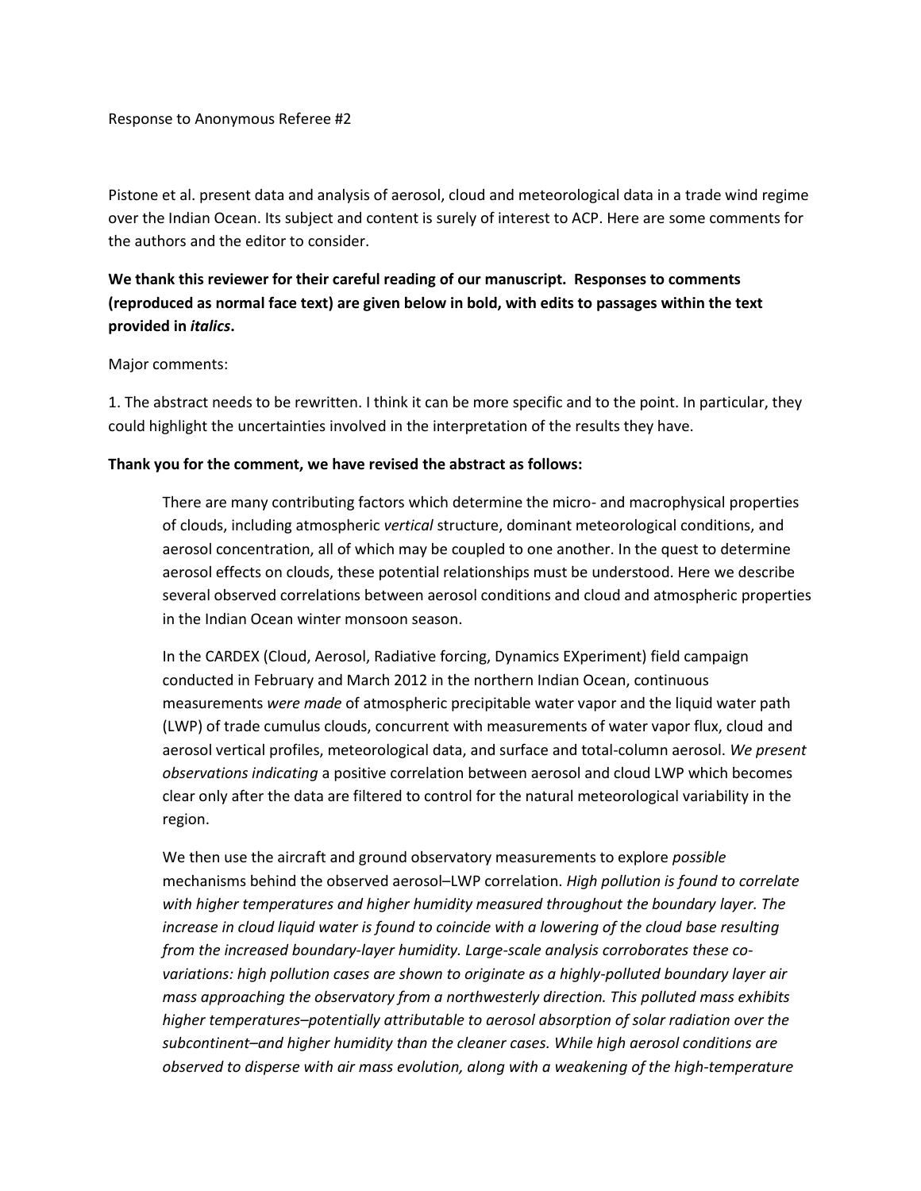Response to Anonymous Referee #2

Pistone et al. present data and analysis of aerosol, cloud and meteorological data in a trade wind regime over the Indian Ocean. Its subject and content is surely of interest to ACP. Here are some comments for the authors and the editor to consider.

**We thank this reviewer for their careful reading of our manuscript. Responses to comments (reproduced as normal face text) are given below in bold, with edits to passages within the text provided in *italics*.**

Major comments:

1. The abstract needs to be rewritten. I think it can be more specific and to the point. In particular, they could highlight the uncertainties involved in the interpretation of the results they have.

**Thank you for the comment, we have revised the abstract as follows:**

> There are many contributing factors which determine the micro- and macrophysical properties of clouds, including atmospheric *vertical* structure, dominant meteorological conditions, and aerosol concentration, all of which may be coupled to one another. In the quest to determine aerosol effects on clouds, these potential relationships must be understood. Here we describe several observed correlations between aerosol conditions and cloud and atmospheric properties in the Indian Ocean winter monsoon season.
>
> In the CARDEX (Cloud, Aerosol, Radiative forcing, Dynamics EXperiment) field campaign conducted in February and March 2012 in the northern Indian Ocean, continuous measurements *were made* of atmospheric precipitable water vapor and the liquid water path (LWP) of trade cumulus clouds, concurrent with measurements of water vapor flux, cloud and aerosol vertical profiles, meteorological data, and surface and total-column aerosol. *We present observations indicating* a positive correlation between aerosol and cloud LWP which becomes clear only after the data are filtered to control for the natural meteorological variability in the region.
>
> We then use the aircraft and ground observatory measurements to explore *possible* mechanisms behind the observed aerosol–LWP correlation. *High pollution is found to correlate with higher temperatures and higher humidity measured throughout the boundary layer. The increase in cloud liquid water is found to coincide with a lowering of the cloud base resulting from the increased boundary-layer humidity. Large-scale analysis corroborates these co-variations: high pollution cases are shown to originate as a highly-polluted boundary layer air mass approaching the observatory from a northwesterly direction. This polluted mass exhibits higher temperatures–potentially attributable to aerosol absorption of solar radiation over the subcontinent–and higher humidity than the cleaner cases. While high aerosol conditions are observed to disperse with air mass evolution, along with a weakening of the high-temperature*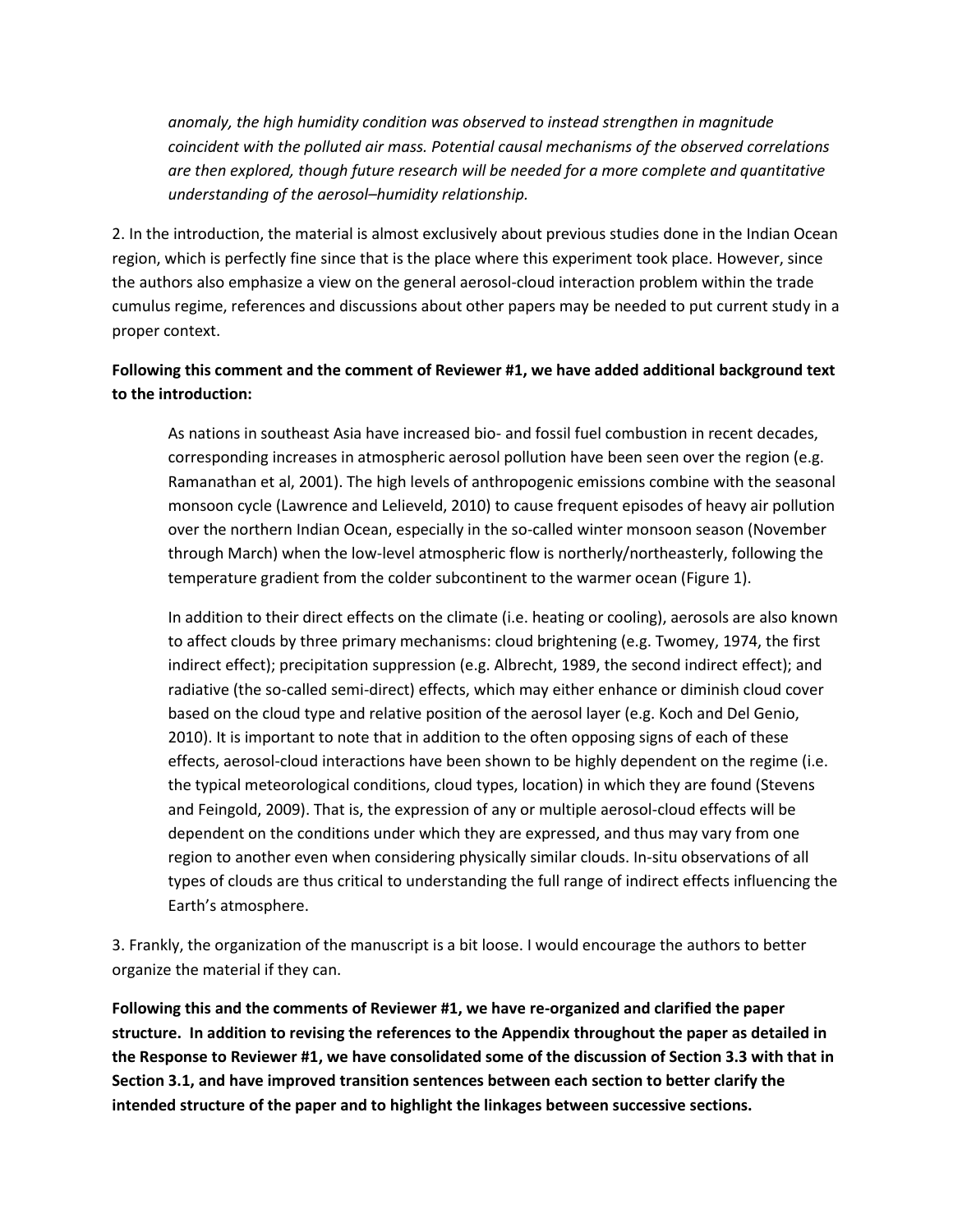*anomaly, the high humidity condition was observed to instead strengthen in magnitude coincident with the polluted air mass. Potential causal mechanisms of the observed correlations are then explored, though future research will be needed for a more complete and quantitative understanding of the aerosol–humidity relationship.*

2. In the introduction, the material is almost exclusively about previous studies done in the Indian Ocean region, which is perfectly fine since that is the place where this experiment took place. However, since the authors also emphasize a view on the general aerosol-cloud interaction problem within the trade cumulus regime, references and discussions about other papers may be needed to put current study in a proper context.

**Following this comment and the comment of Reviewer #1, we have added additional background text to the introduction:**

> As nations in southeast Asia have increased bio- and fossil fuel combustion in recent decades, corresponding increases in atmospheric aerosol pollution have been seen over the region (e.g. Ramanathan et al, 2001). The high levels of anthropogenic emissions combine with the seasonal monsoon cycle (Lawrence and Lelieveld, 2010) to cause frequent episodes of heavy air pollution over the northern Indian Ocean, especially in the so-called winter monsoon season (November through March) when the low-level atmospheric flow is northerly/northeasterly, following the temperature gradient from the colder subcontinent to the warmer ocean (Figure 1).
>
> In addition to their direct effects on the climate (i.e. heating or cooling), aerosols are also known to affect clouds by three primary mechanisms: cloud brightening (e.g. Twomey, 1974, the first indirect effect); precipitation suppression (e.g. Albrecht, 1989, the second indirect effect); and radiative (the so-called semi-direct) effects, which may either enhance or diminish cloud cover based on the cloud type and relative position of the aerosol layer (e.g. Koch and Del Genio, 2010). It is important to note that in addition to the often opposing signs of each of these effects, aerosol-cloud interactions have been shown to be highly dependent on the regime (i.e. the typical meteorological conditions, cloud types, location) in which they are found (Stevens and Feingold, 2009). That is, the expression of any or multiple aerosol-cloud effects will be dependent on the conditions under which they are expressed, and thus may vary from one region to another even when considering physically similar clouds. In-situ observations of all types of clouds are thus critical to understanding the full range of indirect effects influencing the Earth's atmosphere.

3. Frankly, the organization of the manuscript is a bit loose. I would encourage the authors to better organize the material if they can.

**Following this and the comments of Reviewer #1, we have re-organized and clarified the paper structure. In addition to revising the references to the Appendix throughout the paper as detailed in the Response to Reviewer #1, we have consolidated some of the discussion of Section 3.3 with that in Section 3.1, and have improved transition sentences between each section to better clarify the intended structure of the paper and to highlight the linkages between successive sections.**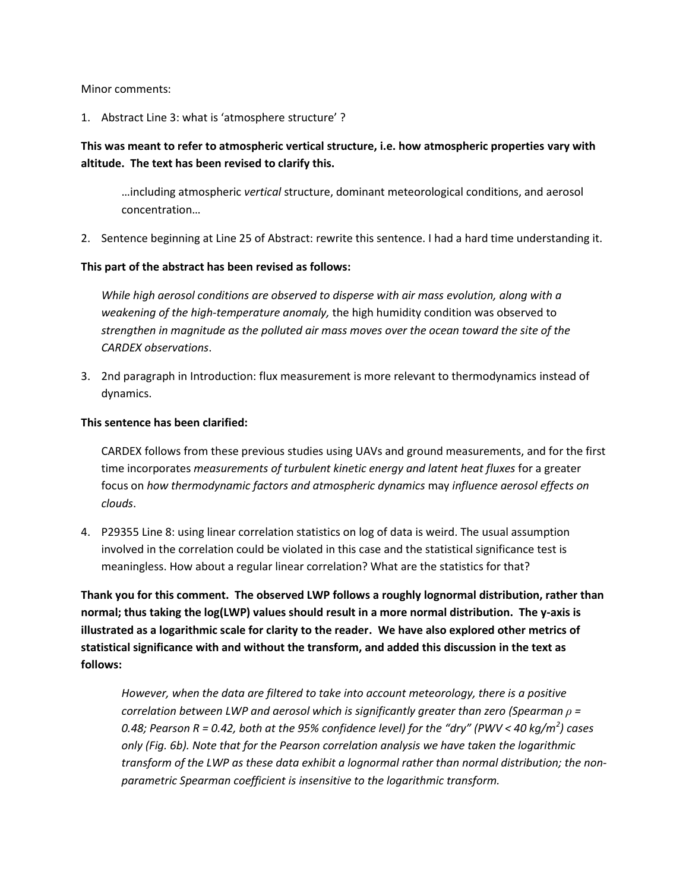Minor comments:

1. Abstract Line 3: what is 'atmosphere structure' ?

**This was meant to refer to atmospheric vertical structure, i.e. how atmospheric properties vary with altitude. The text has been revised to clarify this.**

> …including atmospheric *vertical* structure, dominant meteorological conditions, and aerosol concentration…

2. Sentence beginning at Line 25 of Abstract: rewrite this sentence. I had a hard time understanding it.

**This part of the abstract has been revised as follows:**

> *While high aerosol conditions are observed to disperse with air mass evolution, along with a weakening of the high-temperature anomaly,* the high humidity condition was observed to *strengthen in magnitude as the polluted air mass moves over the ocean toward the site of the CARDEX observations*.

3. 2nd paragraph in Introduction: flux measurement is more relevant to thermodynamics instead of dynamics.

**This sentence has been clarified:**

> CARDEX follows from these previous studies using UAVs and ground measurements, and for the first time incorporates *measurements of turbulent kinetic energy and latent heat fluxes* for a greater focus on *how thermodynamic factors and atmospheric dynamics* may *influence aerosol effects on clouds*.

4. P29355 Line 8: using linear correlation statistics on log of data is weird. The usual assumption involved in the correlation could be violated in this case and the statistical significance test is meaningless. How about a regular linear correlation? What are the statistics for that?

**Thank you for this comment. The observed LWP follows a roughly lognormal distribution, rather than normal; thus taking the log(LWP) values should result in a more normal distribution. The y-axis is illustrated as a logarithmic scale for clarity to the reader. We have also explored other metrics of statistical significance with and without the transform, and added this discussion in the text as follows:**

> *However, when the data are filtered to take into account meteorology, there is a positive correlation between LWP and aerosol which is significantly greater than zero (Spearman $\rho$ = 0.48; Pearson R = 0.42, both at the 95% confidence level) for the "dry" (PWV < 40 kg/m$^2$) cases only (Fig. 6b). Note that for the Pearson correlation analysis we have taken the logarithmic transform of the LWP as these data exhibit a lognormal rather than normal distribution; the non-parametric Spearman coefficient is insensitive to the logarithmic transform.*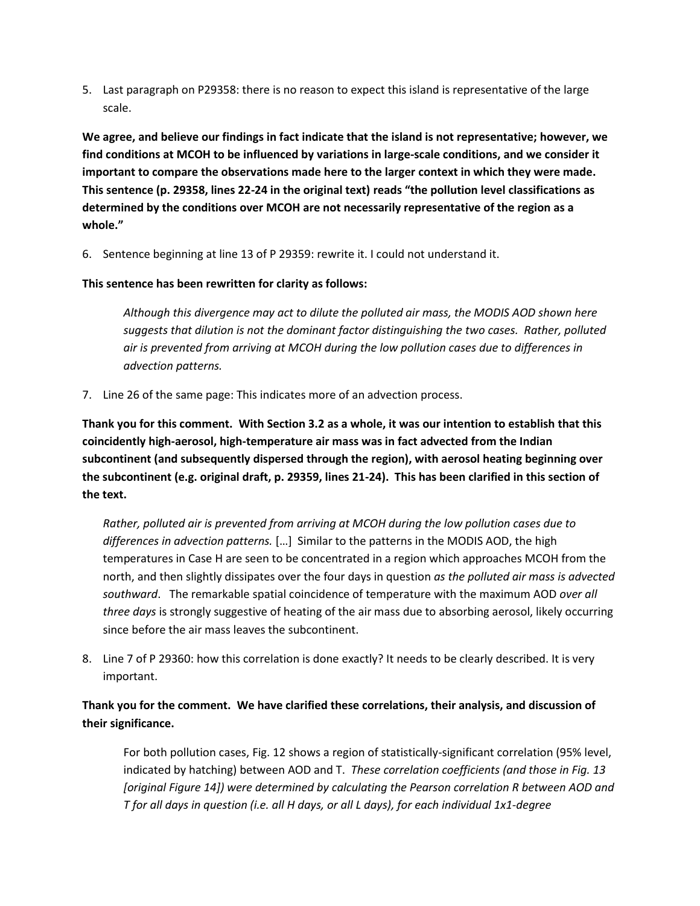5. Last paragraph on P29358: there is no reason to expect this island is representative of the large scale.

**We agree, and believe our findings in fact indicate that the island is not representative; however, we find conditions at MCOH to be influenced by variations in large-scale conditions, and we consider it important to compare the observations made here to the larger context in which they were made. This sentence (p. 29358, lines 22-24 in the original text) reads "the pollution level classifications as determined by the conditions over MCOH are not necessarily representative of the region as a whole."**

6. Sentence beginning at line 13 of P 29359: rewrite it. I could not understand it.

**This sentence has been rewritten for clarity as follows:**

> *Although this divergence may act to dilute the polluted air mass, the MODIS AOD shown here suggests that dilution is not the dominant factor distinguishing the two cases. Rather, polluted air is prevented from arriving at MCOH during the low pollution cases due to differences in advection patterns.*

7. Line 26 of the same page: This indicates more of an advection process.

**Thank you for this comment. With Section 3.2 as a whole, it was our intention to establish that this coincidently high-aerosol, high-temperature air mass was in fact advected from the Indian subcontinent (and subsequently dispersed through the region), with aerosol heating beginning over the subcontinent (e.g. original draft, p. 29359, lines 21-24). This has been clarified in this section of the text.**

> *Rather, polluted air is prevented from arriving at MCOH during the low pollution cases due to differences in advection patterns.* […] Similar to the patterns in the MODIS AOD, the high temperatures in Case H are seen to be concentrated in a region which approaches MCOH from the north, and then slightly dissipates over the four days in question *as the polluted air mass is advected southward*. The remarkable spatial coincidence of temperature with the maximum AOD *over all three days* is strongly suggestive of heating of the air mass due to absorbing aerosol, likely occurring since before the air mass leaves the subcontinent.

8. Line 7 of P 29360: how this correlation is done exactly? It needs to be clearly described. It is very important.

**Thank you for the comment. We have clarified these correlations, their analysis, and discussion of their significance.**

> For both pollution cases, Fig. 12 shows a region of statistically-significant correlation (95% level, indicated by hatching) between AOD and T. *These correlation coefficients (and those in Fig. 13 [original Figure 14]) were determined by calculating the Pearson correlation R between AOD and T for all days in question (i.e. all H days, or all L days), for each individual 1x1-degree*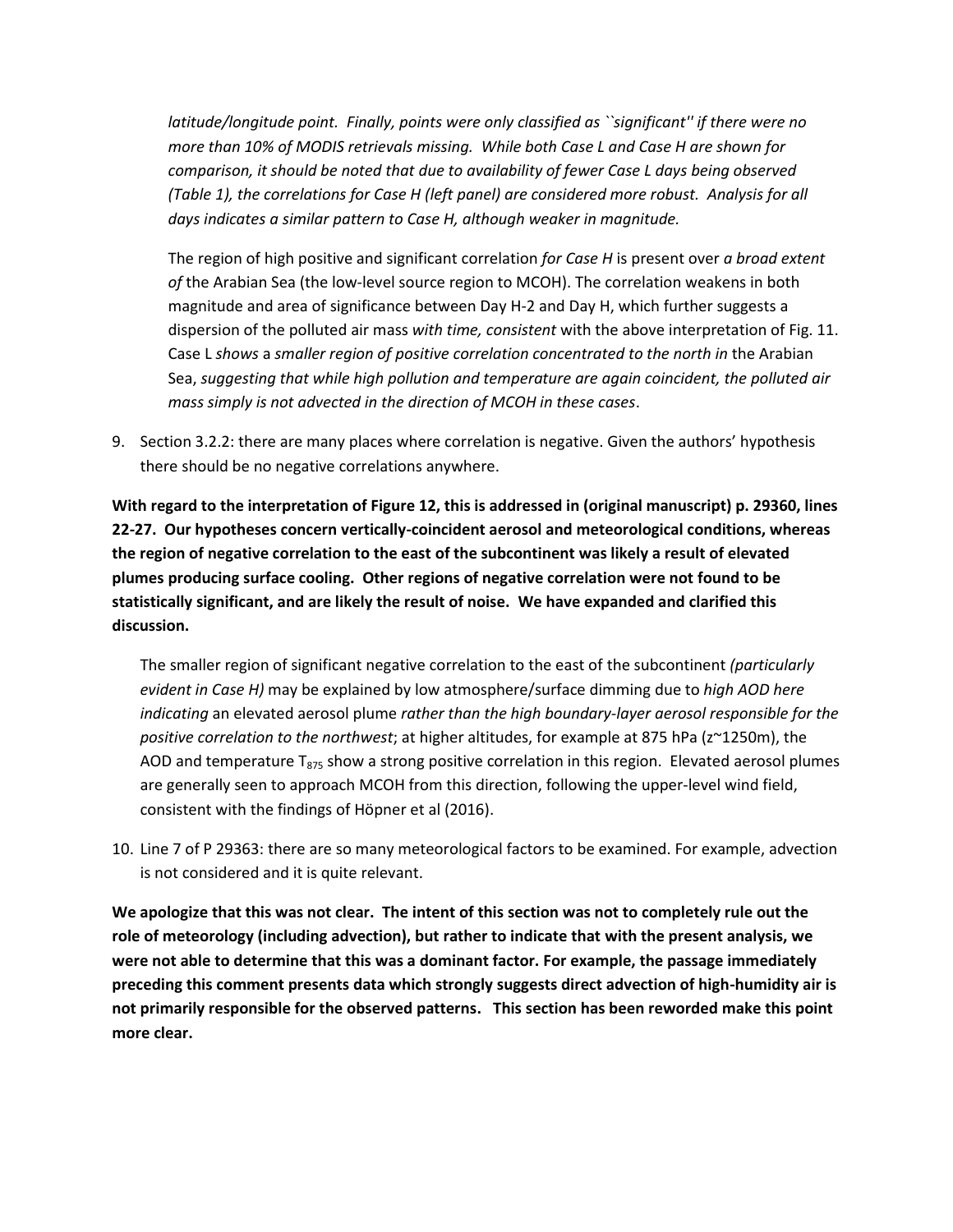*latitude/longitude point. Finally, points were only classified as ``significant'' if there were no more than 10% of MODIS retrievals missing. While both Case L and Case H are shown for comparison, it should be noted that due to availability of fewer Case L days being observed (Table 1), the correlations for Case H (left panel) are considered more robust. Analysis for all days indicates a similar pattern to Case H, although weaker in magnitude.*

> The region of high positive and significant correlation *for Case H* is present over *a broad extent of* the Arabian Sea (the low-level source region to MCOH). The correlation weakens in both magnitude and area of significance between Day H-2 and Day H, which further suggests a dispersion of the polluted air mass *with time, consistent* with the above interpretation of Fig. 11. Case L *shows* a *smaller region of positive correlation concentrated to the north in* the Arabian Sea, *suggesting that while high pollution and temperature are again coincident, the polluted air mass simply is not advected in the direction of MCOH in these cases*.

9. Section 3.2.2: there are many places where correlation is negative. Given the authors' hypothesis there should be no negative correlations anywhere.

**With regard to the interpretation of Figure 12, this is addressed in (original manuscript) p. 29360, lines 22-27. Our hypotheses concern vertically-coincident aerosol and meteorological conditions, whereas the region of negative correlation to the east of the subcontinent was likely a result of elevated plumes producing surface cooling. Other regions of negative correlation were not found to be statistically significant, and are likely the result of noise. We have expanded and clarified this discussion.**

> The smaller region of significant negative correlation to the east of the subcontinent *(particularly evident in Case H)* may be explained by low atmosphere/surface dimming due to *high AOD here indicating* an elevated aerosol plume *rather than the high boundary-layer aerosol responsible for the positive correlation to the northwest*; at higher altitudes, for example at 875 hPa (z~1250m), the AOD and temperature $T_{875}$ show a strong positive correlation in this region. Elevated aerosol plumes are generally seen to approach MCOH from this direction, following the upper-level wind field, consistent with the findings of Höpner et al (2016).

10. Line 7 of P 29363: there are so many meteorological factors to be examined. For example, advection is not considered and it is quite relevant.

**We apologize that this was not clear. The intent of this section was not to completely rule out the role of meteorology (including advection), but rather to indicate that with the present analysis, we were not able to determine that this was a dominant factor. For example, the passage immediately preceding this comment presents data which strongly suggests direct advection of high-humidity air is not primarily responsible for the observed patterns. This section has been reworded make this point more clear.**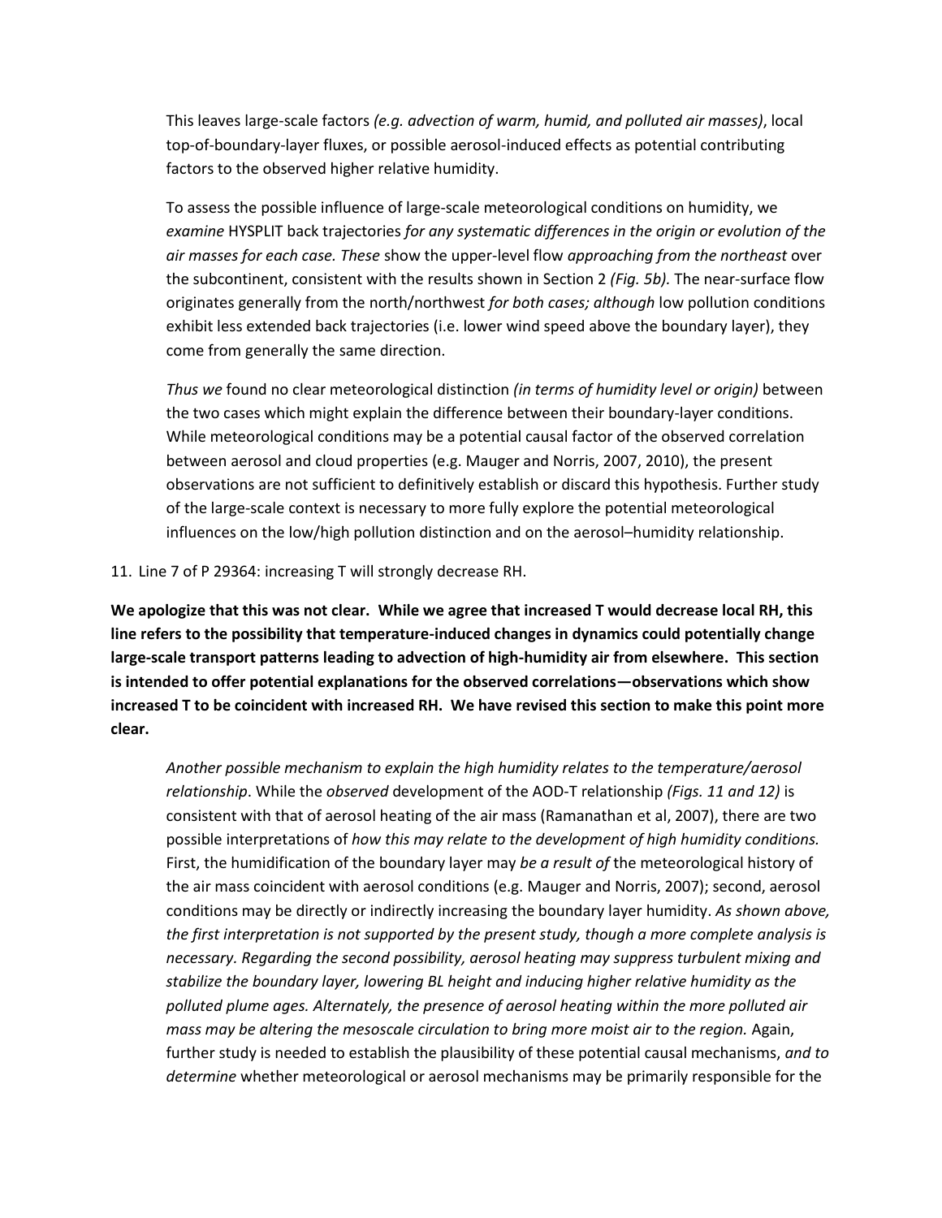This leaves large-scale factors *(e.g. advection of warm, humid, and polluted air masses)*, local top-of-boundary-layer fluxes, or possible aerosol-induced effects as potential contributing factors to the observed higher relative humidity.

To assess the possible influence of large-scale meteorological conditions on humidity, we *examine* HYSPLIT back trajectories *for any systematic differences in the origin or evolution of the air masses for each case. These* show the upper-level flow *approaching from the northeast* over the subcontinent, consistent with the results shown in Section 2 *(Fig. 5b).* The near-surface flow originates generally from the north/northwest *for both cases; although* low pollution conditions exhibit less extended back trajectories (i.e. lower wind speed above the boundary layer), they come from generally the same direction.

*Thus we* found no clear meteorological distinction *(in terms of humidity level or origin)* between the two cases which might explain the difference between their boundary-layer conditions. While meteorological conditions may be a potential causal factor of the observed correlation between aerosol and cloud properties (e.g. Mauger and Norris, 2007, 2010), the present observations are not sufficient to definitively establish or discard this hypothesis. Further study of the large-scale context is necessary to more fully explore the potential meteorological influences on the low/high pollution distinction and on the aerosol–humidity relationship.

11. Line 7 of P 29364: increasing T will strongly decrease RH.

**We apologize that this was not clear. While we agree that increased T would decrease local RH, this line refers to the possibility that temperature-induced changes in dynamics could potentially change large-scale transport patterns leading to advection of high-humidity air from elsewhere. This section is intended to offer potential explanations for the observed correlations—observations which show increased T to be coincident with increased RH. We have revised this section to make this point more clear.**

*Another possible mechanism to explain the high humidity relates to the temperature/aerosol relationship*. While the *observed* development of the AOD-T relationship *(Figs. 11 and 12)* is consistent with that of aerosol heating of the air mass (Ramanathan et al, 2007), there are two possible interpretations of *how this may relate to the development of high humidity conditions.* First, the humidification of the boundary layer may *be a result of* the meteorological history of the air mass coincident with aerosol conditions (e.g. Mauger and Norris, 2007); second, aerosol conditions may be directly or indirectly increasing the boundary layer humidity. *As shown above, the first interpretation is not supported by the present study, though a more complete analysis is necessary. Regarding the second possibility, aerosol heating may suppress turbulent mixing and stabilize the boundary layer, lowering BL height and inducing higher relative humidity as the polluted plume ages. Alternately, the presence of aerosol heating within the more polluted air mass may be altering the mesoscale circulation to bring more moist air to the region.* Again, further study is needed to establish the plausibility of these potential causal mechanisms, *and to determine* whether meteorological or aerosol mechanisms may be primarily responsible for the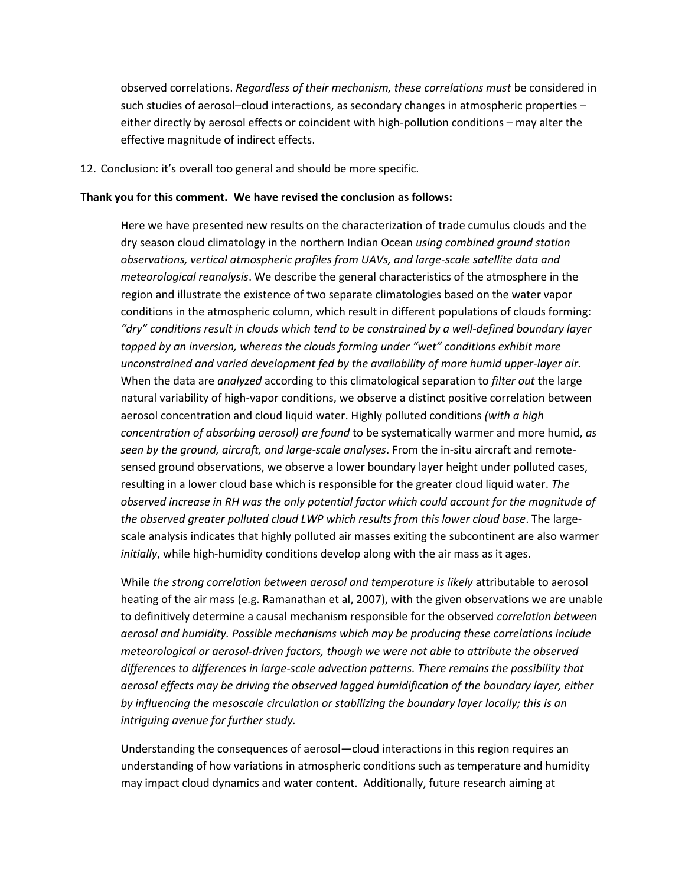observed correlations. *Regardless of their mechanism, these correlations must* be considered in such studies of aerosol–cloud interactions, as secondary changes in atmospheric properties – either directly by aerosol effects or coincident with high-pollution conditions – may alter the effective magnitude of indirect effects.

12. Conclusion: it's overall too general and should be more specific.

**Thank you for this comment. We have revised the conclusion as follows:**

> Here we have presented new results on the characterization of trade cumulus clouds and the dry season cloud climatology in the northern Indian Ocean *using combined ground station observations, vertical atmospheric profiles from UAVs, and large-scale satellite data and meteorological reanalysis*. We describe the general characteristics of the atmosphere in the region and illustrate the existence of two separate climatologies based on the water vapor conditions in the atmospheric column, which result in different populations of clouds forming: *"dry" conditions result in clouds which tend to be constrained by a well-defined boundary layer topped by an inversion, whereas the clouds forming under "wet" conditions exhibit more unconstrained and varied development fed by the availability of more humid upper-layer air.* When the data are *analyzed* according to this climatological separation to *filter out* the large natural variability of high-vapor conditions, we observe a distinct positive correlation between aerosol concentration and cloud liquid water. Highly polluted conditions *(with a high concentration of absorbing aerosol) are found* to be systematically warmer and more humid, *as seen by the ground, aircraft, and large-scale analyses*. From the in-situ aircraft and remote-sensed ground observations, we observe a lower boundary layer height under polluted cases, resulting in a lower cloud base which is responsible for the greater cloud liquid water. *The observed increase in RH was the only potential factor which could account for the magnitude of the observed greater polluted cloud LWP which results from this lower cloud base*. The large-scale analysis indicates that highly polluted air masses exiting the subcontinent are also warmer *initially*, while high-humidity conditions develop along with the air mass as it ages.
>
> While *the strong correlation between aerosol and temperature is likely* attributable to aerosol heating of the air mass (e.g. Ramanathan et al, 2007), with the given observations we are unable to definitively determine a causal mechanism responsible for the observed *correlation between aerosol and humidity. Possible mechanisms which may be producing these correlations include meteorological or aerosol-driven factors, though we were not able to attribute the observed differences to differences in large-scale advection patterns. There remains the possibility that aerosol effects may be driving the observed lagged humidification of the boundary layer, either by influencing the mesoscale circulation or stabilizing the boundary layer locally; this is an intriguing avenue for further study.*
>
> Understanding the consequences of aerosol—cloud interactions in this region requires an understanding of how variations in atmospheric conditions such as temperature and humidity may impact cloud dynamics and water content. Additionally, future research aiming at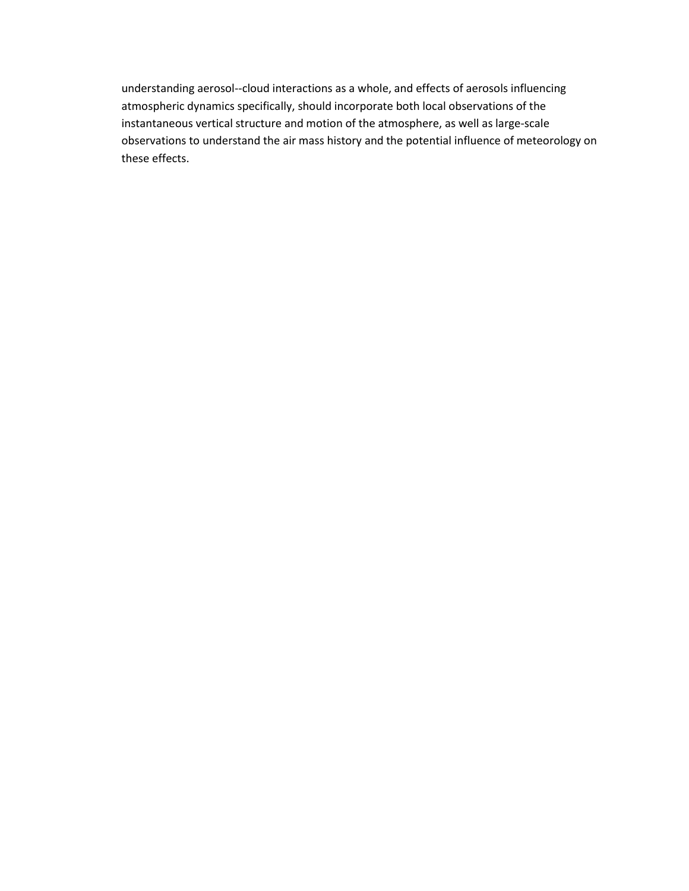understanding aerosol--cloud interactions as a whole, and effects of aerosols influencing atmospheric dynamics specifically, should incorporate both local observations of the instantaneous vertical structure and motion of the atmosphere, as well as large-scale observations to understand the air mass history and the potential influence of meteorology on these effects.